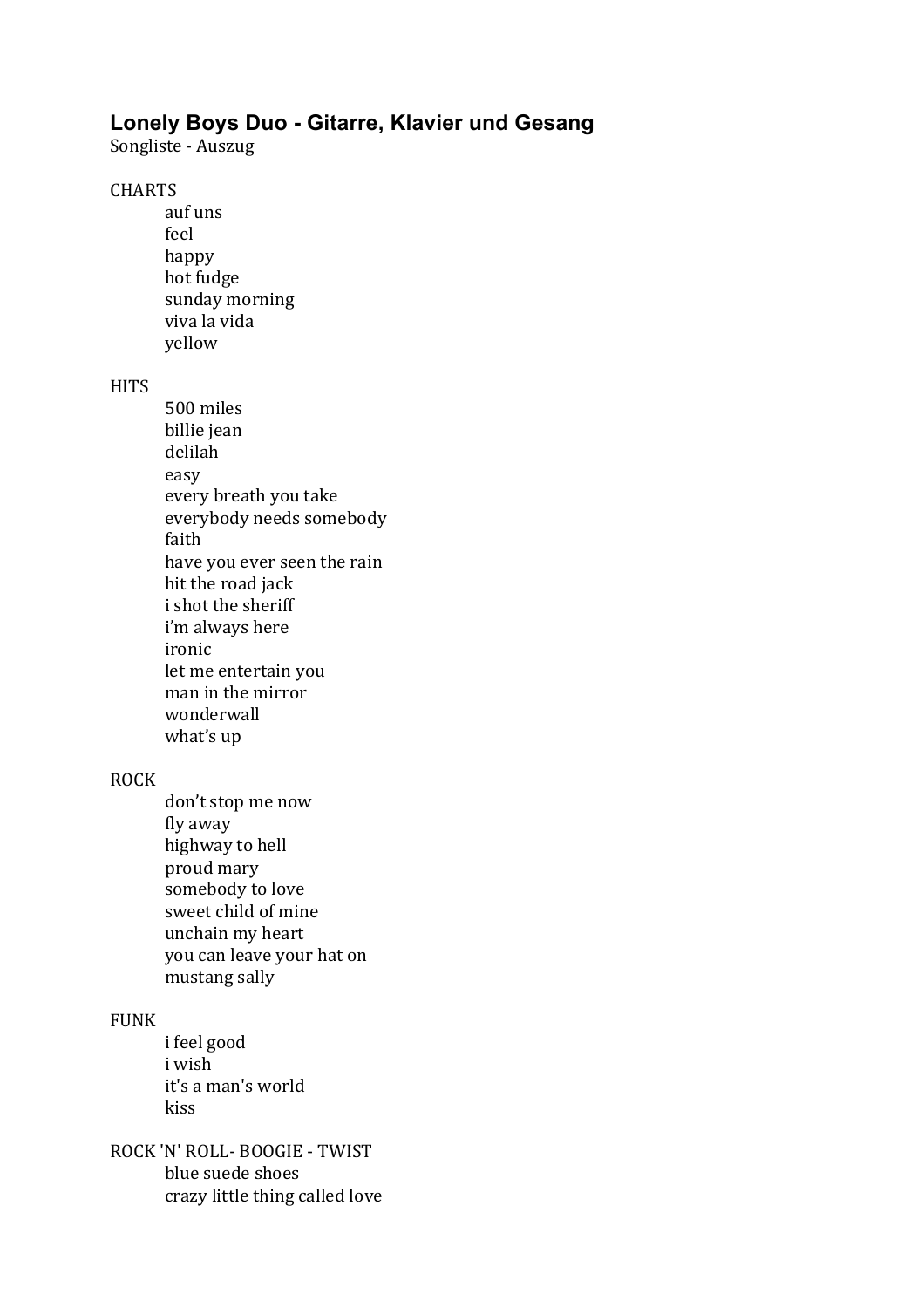# Lonely Boys Duo - Gitarre, Klavier und Gesang

Songliste - Auszug

## CHARTS

- auf uns
- feel
- happy
- hot fudge
- sunday morning
- viva la vida
- yellow

## HITS

- 500 miles
- billie jean
- delilah
- easy
- every breath you take
- everybody needs somebody
- faith
- have you ever seen the rain
- hit the road jack
- i shot the sheriff
- i’m always here
- ironic
- let me entertain you
- man in the mirror
- wonderwall
- what’s up

## ROCK

- don’t stop me now
- fly away
- highway to hell
- proud mary
- somebody to love
- sweet child of mine
- unchain my heart
- you can leave your hat on
- mustang sally

## FUNK

- i feel good
- i wish
- it's a man's world
- kiss

## ROCK 'N' ROLL- BOOGIE - TWIST

- blue suede shoes
- crazy little thing called love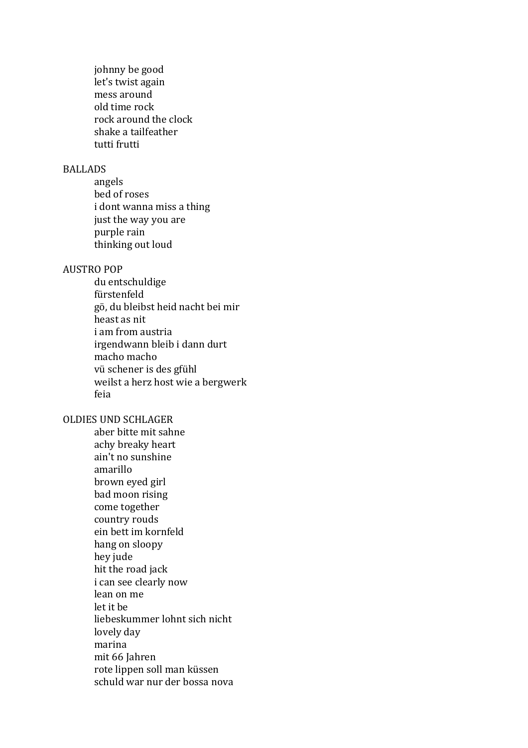- johnny be good
- let's twist again
- mess around
- old time rock
- rock around the clock
- shake a tailfeather
- tutti frutti

## BALLADS

- angels
- bed of roses
- i dont wanna miss a thing
- just the way you are
- purple rain
- thinking out loud

## AUSTRO POP

- du entschuldige
- fürstenfeld
- gö, du bleibst heid nacht bei mir
- heast as nit
- i am from austria
- irgendwann bleib i dann durt
- macho macho
- vü schener is des gfühl
- weilst a herz host wie a bergwerk
- feia

## OLDIES UND SCHLAGER

- aber bitte mit sahne
- achy breaky heart
- ain't no sunshine
- amarillo
- brown eyed girl
- bad moon rising
- come together
- country rouds
- ein bett im kornfeld
- hang on sloopy
- hey jude
- hit the road jack
- i can see clearly now
- lean on me
- let it be
- liebeskummer lohnt sich nicht
- lovely day
- marina
- mit 66 Jahren
- rote lippen soll man küssen
- schuld war nur der bossa nova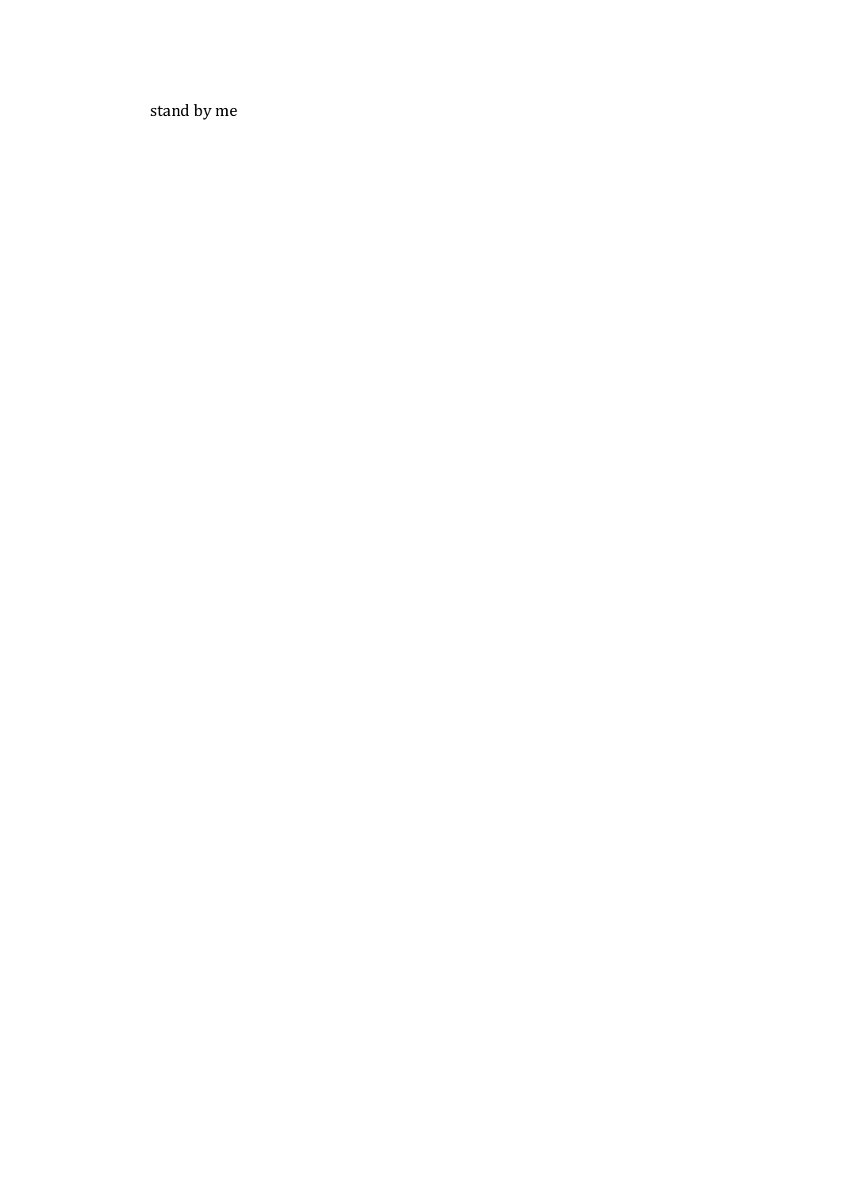stand by me